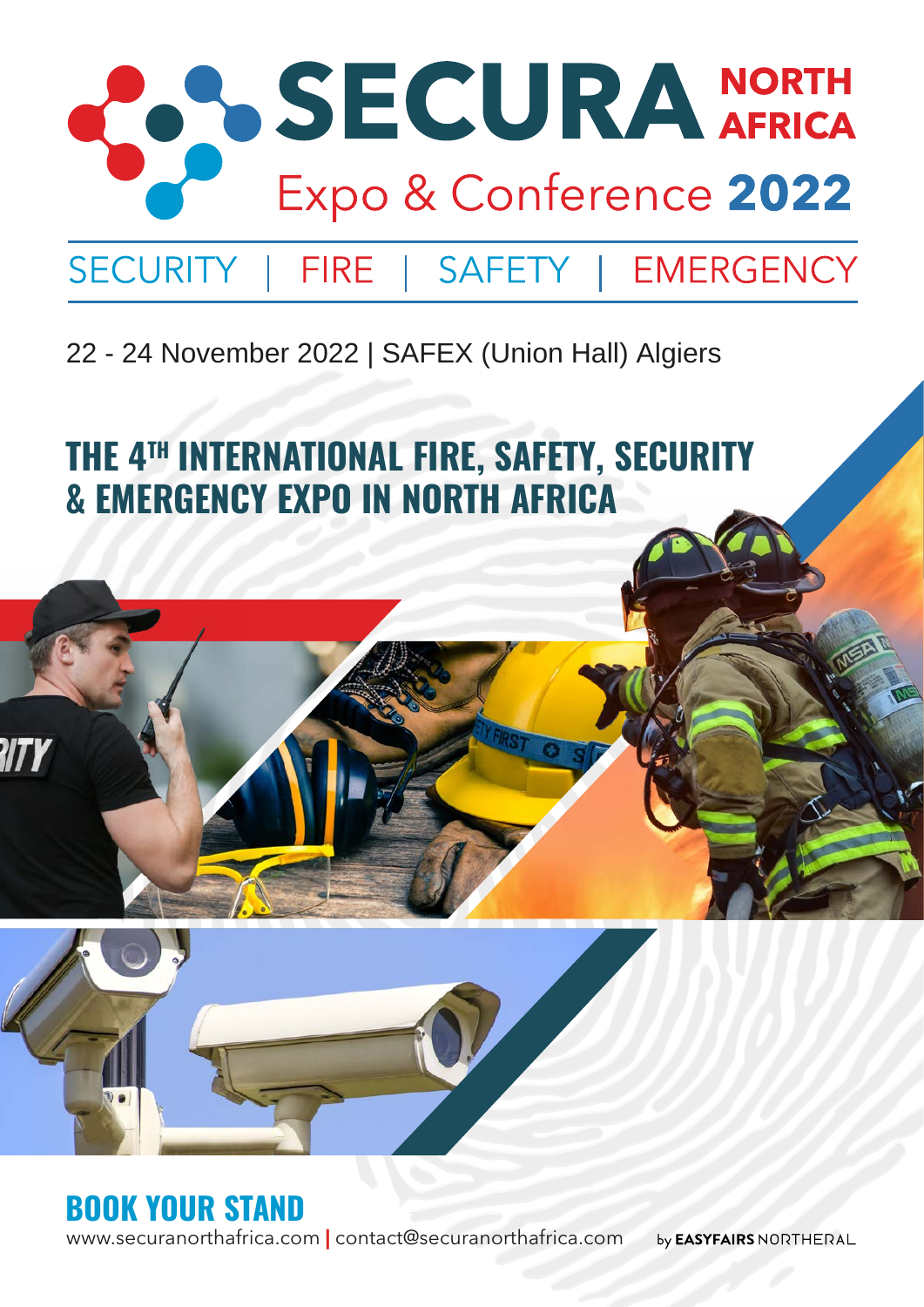# SECURA NORTH AFRICA

## Expo & Conference 2022

SECURITY | FIRE | SAFETY | EMERGENCY

22 - 24 November 2022 | SAFEX (Union Hall) Algiers

## THE 4TH INTERNATIONAL FIRE, SAFETY, SECURITY & EMERGENCY EXPO IN NORTH AFRICA

## BOOK YOUR STAND

www.securanorthafrica.com | contact@securanorthafrica.com

by **EASYFAIRS** NORTHERAL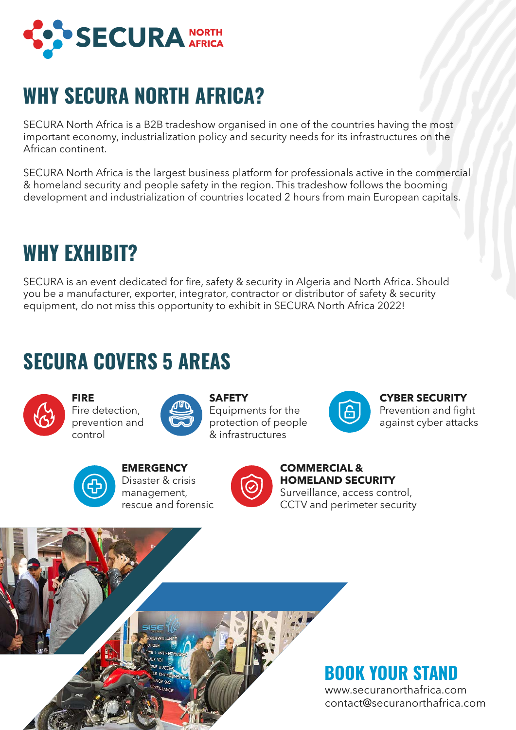SECURA NORTH AFRICA

# WHY SECURA NORTH AFRICA?

SECURA North Africa is a B2B tradeshow organised in one of the countries having the most important economy, industrialization policy and security needs for its infrastructures on the African continent.

SECURA North Africa is the largest business platform for professionals active in the commercial & homeland security and people safety in the region. This tradeshow follows the booming development and industrialization of countries located 2 hours from main European capitals.

# WHY EXHIBIT?

SECURA is an event dedicated for fire, safety & security in Algeria and North Africa. Should you be a manufacturer, exporter, integrator, contractor or distributor of safety & security equipment, do not miss this opportunity to exhibit in SECURA North Africa 2022!

# SECURA COVERS 5 AREAS

**FIRE**
Fire detection, prevention and control

**SAFETY**
Equipments for the protection of people & infrastructures

**CYBER SECURITY**
Prevention and fight against cyber attacks

**EMERGENCY**
Disaster & crisis management, rescue and forensic

**COMMERCIAL & HOMELAND SECURITY**
Surveillance, access control, CCTV and perimeter security

# BOOK YOUR STAND

www.securanorthafrica.com
contact@securanorthafrica.com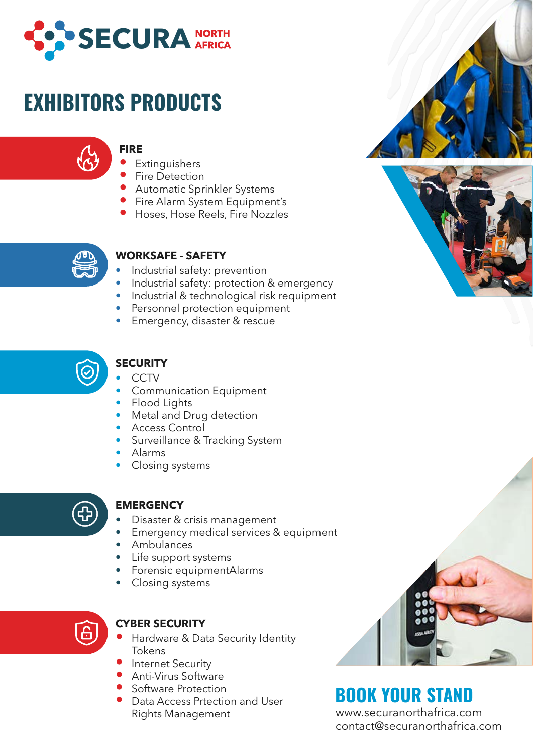# SECURA NORTH AFRICA

## EXHIBITORS PRODUCTS

### FIRE

- Extinguishers
- Fire Detection
- Automatic Sprinkler Systems
- Fire Alarm System Equipment's
- Hoses, Hose Reels, Fire Nozzles

### WORKSAFE - SAFETY

- Industrial safety: prevention
- Industrial safety: protection & emergency
- Industrial & technological risk requipment
- Personnel protection equipment
- Emergency, disaster & rescue

### SECURITY

- CCTV
- Communication Equipment
- Flood Lights
- Metal and Drug detection
- Access Control
- Surveillance & Tracking System
- Alarms
- Closing systems

### EMERGENCY

- Disaster & crisis management
- Emergency medical services & equipment
- Ambulances
- Life support systems
- Forensic equipmentAlarms
- Closing systems

### CYBER SECURITY

- Hardware & Data Security Identity Tokens
- Internet Security
- Anti-Virus Software
- Software Protection
- Data Access Prtection and User Rights Management

## BOOK YOUR STAND

www.securanorthafrica.com
contact@securanorthafrica.com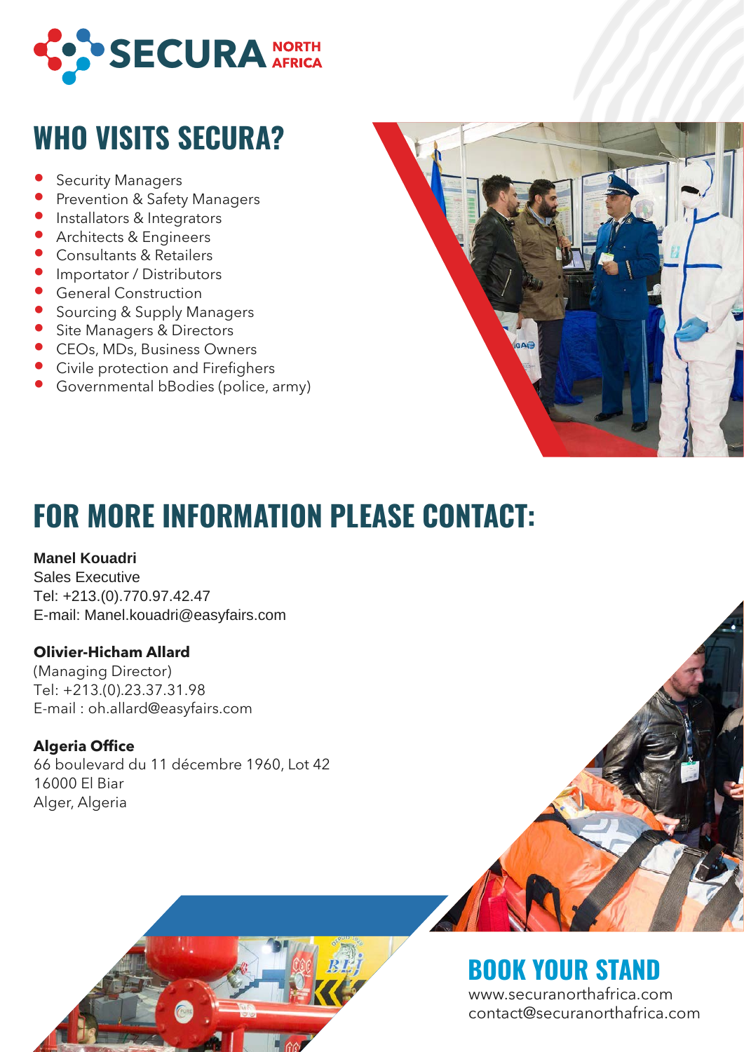SECURA NORTH AFRICA

# WHO VISITS SECURA?

- Security Managers
- Prevention & Safety Managers
- Installators & Integrators
- Architects & Engineers
- Consultants & Retailers
- Importator / Distributors
- General Construction
- Sourcing & Supply Managers
- Site Managers & Directors
- CEOs, MDs, Business Owners
- Civile protection and Firefighers
- Governmental bBodies (police, army)

# FOR MORE INFORMATION PLEASE CONTACT:

**Manel Kouadri**
Sales Executive
Tel: +213.(0).770.97.42.47
E-mail: Manel.kouadri@easyfairs.com

**Olivier-Hicham Allard**
(Managing Director)
Tel: +213.(0).23.37.31.98
E-mail : oh.allard@easyfairs.com

**Algeria Office**
66 boulevard du 11 décembre 1960, Lot 42
16000 El Biar
Alger, Algeria

## BOOK YOUR STAND

www.securanorthafrica.com
contact@securanorthafrica.com